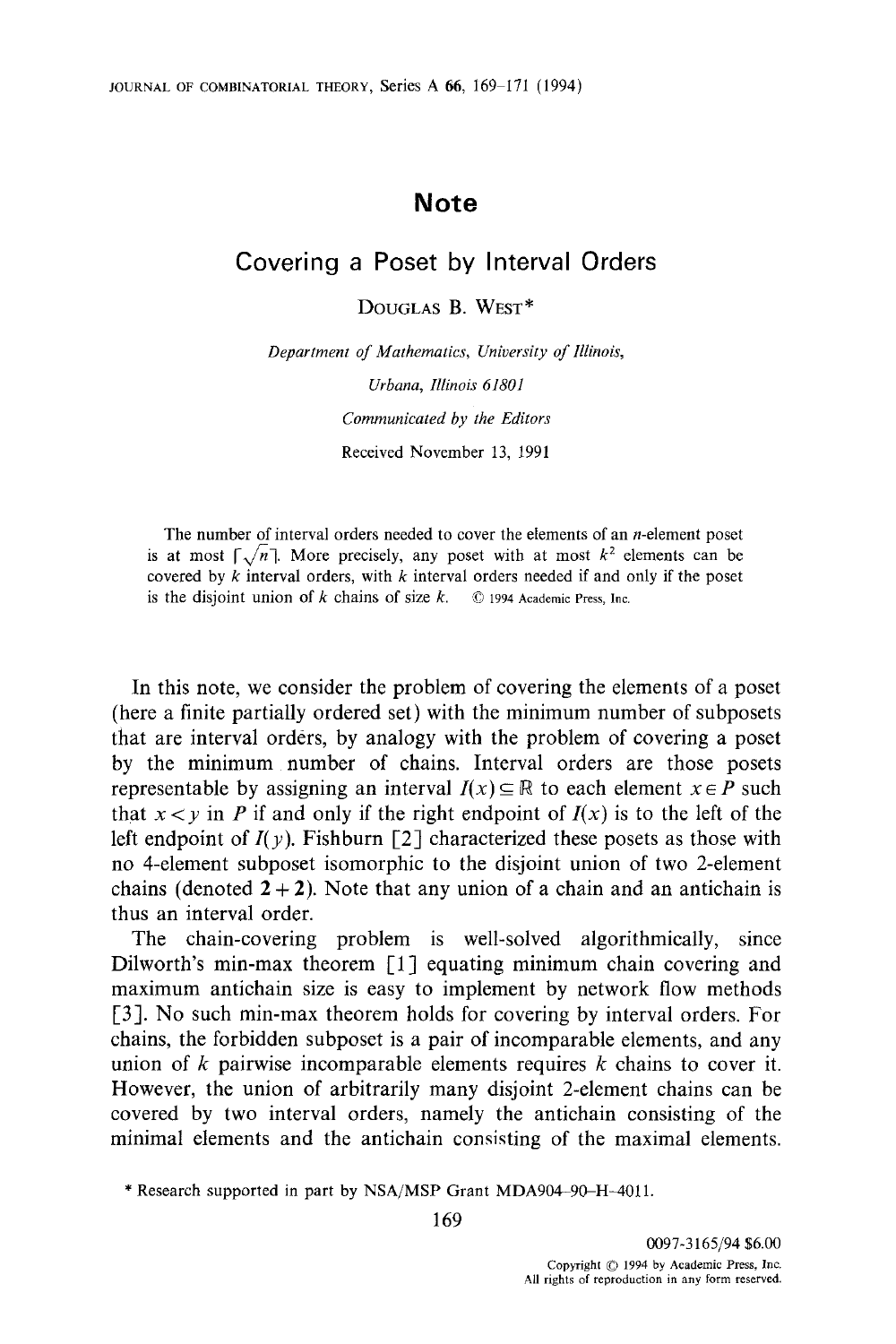# Note

## Covering a Poset by Interval Orders

Douglas B. West*

*Department of Mathematics, University of Illinois,*

*Urbana, Illinois 61801*

*Communicated by the Editors*

Received November 13, 1991

The number of interval orders needed to cover the elements of an $n$-element poset is at most $\lceil \sqrt{n} \rceil$. More precisely, any poset with at most $k^2$ elements can be covered by $k$ interval orders, with $k$ interval orders needed if and only if the poset is the disjoint union of $k$ chains of size $k$. © 1994 Academic Press, Inc.

In this note, we consider the problem of covering the elements of a poset (here a finite partially ordered set) with the minimum number of subposets that are interval orders, by analogy with the problem of covering a poset by the minimum number of chains. Interval orders are those posets representable by assigning an interval $I(x) \subseteq \mathbb{R}$ to each element $x \in P$ such that $x < y$ in $P$ if and only if the right endpoint of $I(x)$ is to the left of the left endpoint of $I(y)$. Fishburn [2] characterized these posets as those with no 4-element subposet isomorphic to the disjoint union of two 2-element chains (denoted $\mathbf{2} + \mathbf{2}$). Note that any union of a chain and an antichain is thus an interval order.

The chain-covering problem is well-solved algorithmically, since Dilworth's min-max theorem [1] equating minimum chain covering and maximum antichain size is easy to implement by network flow methods [3]. No such min-max theorem holds for covering by interval orders. For chains, the forbidden subposet is a pair of incomparable elements, and any union of $k$ pairwise incomparable elements requires $k$ chains to cover it. However, the union of arbitrarily many disjoint 2-element chains can be covered by two interval orders, namely the antichain consisting of the minimal elements and the antichain consisting of the maximal elements.

* Research supported in part by NSA/MSP Grant MDA904-90-H-4011.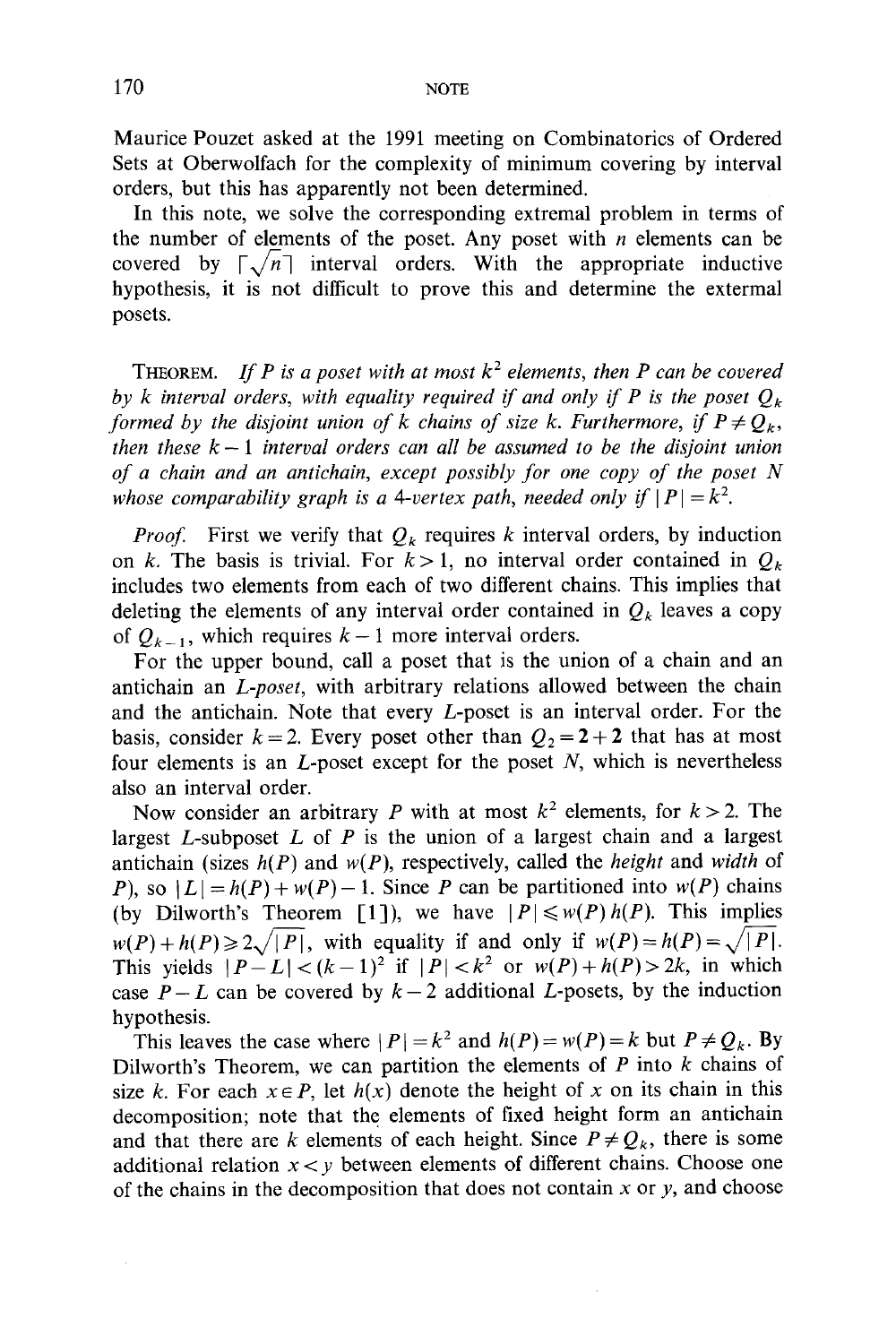Maurice Pouzet asked at the 1991 meeting on Combinatorics of Ordered Sets at Oberwolfach for the complexity of minimum covering by interval orders, but this has apparently not been determined.

In this note, we solve the corresponding extremal problem in terms of the number of elements of the poset. Any poset with $n$ elements can be covered by $\lceil \sqrt{n} \rceil$ interval orders. With the appropriate inductive hypothesis, it is not difficult to prove this and determine the extermal posets.

**Theorem.** *If $P$ is a poset with at most $k^2$ elements, then $P$ can be covered by $k$ interval orders, with equality required if and only if $P$ is the poset $Q_k$ formed by the disjoint union of $k$ chains of size $k$. Furthermore, if $P \neq Q_k$, then these $k-1$ interval orders can all be assumed to be the disjoint union of a chain and an antichain, except possibly for one copy of the poset $N$ whose comparability graph is a 4-vertex path, needed only if $|P| = k^2$.*

*Proof.* First we verify that $Q_k$ requires $k$ interval orders, by induction on $k$. The basis is trivial. For $k > 1$, no interval order contained in $Q_k$ includes two elements from each of two different chains. This implies that deleting the elements of any interval order contained in $Q_k$ leaves a copy of $Q_{k-1}$, which requires $k-1$ more interval orders.

For the upper bound, call a poset that is the union of a chain and an antichain an *L-poset*, with arbitrary relations allowed between the chain and the antichain. Note that every *L*-poset is an interval order. For the basis, consider $k = 2$. Every poset other than $Q_2 = \mathbf{2} + \mathbf{2}$ that has at most four elements is an *L*-poset except for the poset $N$, which is nevertheless also an interval order.

Now consider an arbitrary $P$ with at most $k^2$ elements, for $k > 2$. The largest *L*-subposet $L$ of $P$ is the union of a largest chain and a largest antichain (sizes $h(P)$ and $w(P)$, respectively, called the *height* and *width* of $P$), so $|L| = h(P) + w(P) - 1$. Since $P$ can be partitioned into $w(P)$ chains (by Dilworth's Theorem [1]), we have $|P| \leq w(P)\, h(P)$. This implies $w(P) + h(P) \geq 2\sqrt{|P|}$, with equality if and only if $w(P) = h(P) = \sqrt{|P|}$. This yields $|P - L| < (k-1)^2$ if $|P| < k^2$ or $w(P) + h(P) > 2k$, in which case $P - L$ can be covered by $k-2$ additional *L*-posets, by the induction hypothesis.

This leaves the case where $|P| = k^2$ and $h(P) = w(P) = k$ but $P \neq Q_k$. By Dilworth's Theorem, we can partition the elements of $P$ into $k$ chains of size $k$. For each $x \in P$, let $h(x)$ denote the height of $x$ on its chain in this decomposition; note that the elements of fixed height form an antichain and that there are $k$ elements of each height. Since $P \neq Q_k$, there is some additional relation $x < y$ between elements of different chains. Choose one of the chains in the decomposition that does not contain $x$ or $y$, and choose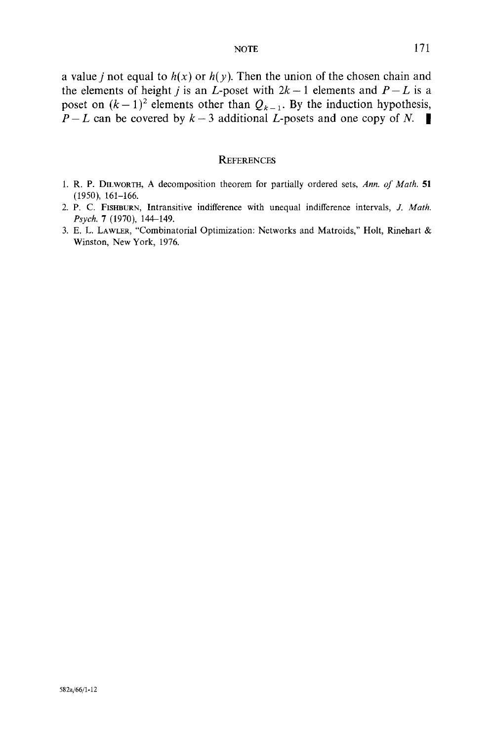a value $j$ not equal to $h(x)$ or $h(y)$. Then the union of the chosen chain and the elements of height $j$ is an $L$-poset with $2k-1$ elements and $P-L$ is a poset on $(k-1)^2$ elements other than $Q_{k-1}$. By the induction hypothesis, $P-L$ can be covered by $k-3$ additional $L$-posets and one copy of $N$. ∎

## References

1. R. P. Dilworth, A decomposition theorem for partially ordered sets, *Ann. of Math.* **51** (1950), 161–166.
2. P. C. Fishburn, Intransitive indifference with unequal indifference intervals, *J. Math. Psych.* **7** (1970), 144–149.
3. E. L. Lawler, "Combinatorial Optimization: Networks and Matroids," Holt, Rinehart & Winston, New York, 1976.